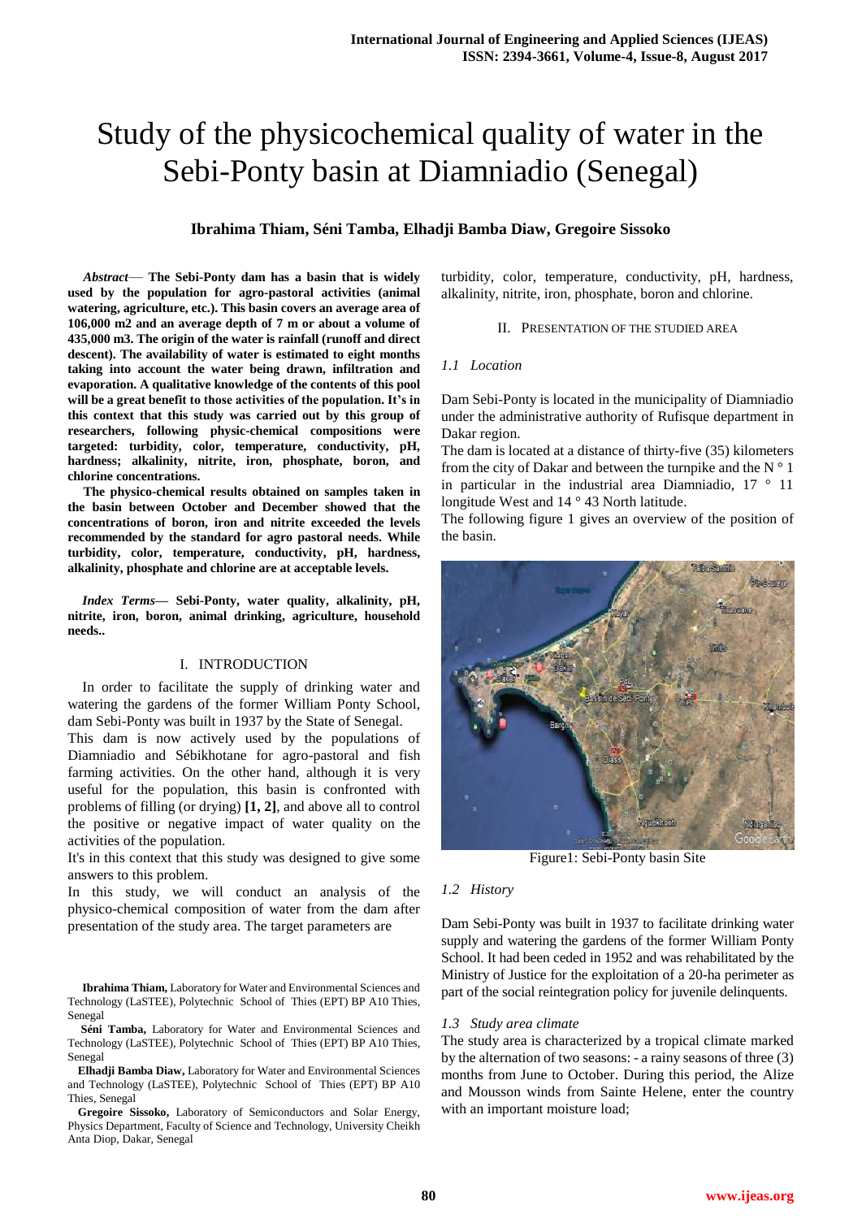# Study of the physicochemical quality of water in the Sebi-Ponty basin at Diamniadio (Senegal)

**Ibrahima Thiam, Séni Tamba, Elhadji Bamba Diaw, Gregoire Sissoko**

***Abstract*— The Sebi-Ponty dam has a basin that is widely used by the population for agro-pastoral activities (animal watering, agriculture, etc.). This basin covers an average area of 106,000 m2 and an average depth of 7 m or about a volume of 435,000 m3. The origin of the water is rainfall (runoff and direct descent). The availability of water is estimated to eight months taking into account the water being drawn, infiltration and evaporation. A qualitative knowledge of the contents of this pool will be a great benefit to those activities of the population. It's in this context that this study was carried out by this group of researchers, following physic-chemical compositions were targeted: turbidity, color, temperature, conductivity, pH, hardness; alkalinity, nitrite, iron, phosphate, boron, and chlorine concentrations.**

**The physico-chemical results obtained on samples taken in the basin between October and December showed that the concentrations of boron, iron and nitrite exceeded the levels recommended by the standard for agro pastoral needs. While turbidity, color, temperature, conductivity, pH, hardness, alkalinity, phosphate and chlorine are at acceptable levels.**

***Index Terms*— Sebi-Ponty, water quality, alkalinity, pH, nitrite, iron, boron, animal drinking, agriculture, household needs..**

Ibrahima Thiam, Laboratory for Water and Environmental Sciences and Technology (LaSTEE), Polytechnic School of Thies (EPT) BP A10 Thies, Senegal

Séni Tamba, Laboratory for Water and Environmental Sciences and Technology (LaSTEE), Polytechnic School of Thies (EPT) BP A10 Thies, Senegal

Elhadji Bamba Diaw, Laboratory for Water and Environmental Sciences and Technology (LaSTEE), Polytechnic School of Thies (EPT) BP A10 Thies, Senegal

Gregoire Sissoko, Laboratory of Semiconductors and Solar Energy, Physics Department, Faculty of Science and Technology, University Cheikh Anta Diop, Dakar, Senegal

## I. INTRODUCTION

In order to facilitate the supply of drinking water and watering the gardens of the former William Ponty School, dam Sebi-Ponty was built in 1937 by the State of Senegal.

This dam is now actively used by the populations of Diamniadio and Sébikhotane for agro-pastoral and fish farming activities. On the other hand, although it is very useful for the population, this basin is confronted with problems of filling (or drying) **[1, 2]**, and above all to control the positive or negative impact of water quality on the activities of the population.

It's in this context that this study was designed to give some answers to this problem.

In this study, we will conduct an analysis of the physico-chemical composition of water from the dam after presentation of the study area. The target parameters are turbidity, color, temperature, conductivity, pH, hardness, alkalinity, nitrite, iron, phosphate, boron and chlorine.

## II. PRESENTATION OF THE STUDIED AREA

### *1.1 Location*

Dam Sebi-Ponty is located in the municipality of Diamniadio under the administrative authority of Rufisque department in Dakar region.

The dam is located at a distance of thirty-five (35) kilometers from the city of Dakar and between the turnpike and the N ° 1 in particular in the industrial area Diamniadio, 17 ° 11 longitude West and 14 ° 43 North latitude.

The following figure 1 gives an overview of the position of the basin.

Figure1: Sebi-Ponty basin Site

### *1.2 History*

Dam Sebi-Ponty was built in 1937 to facilitate drinking water supply and watering the gardens of the former William Ponty School. It had been ceded in 1952 and was rehabilitated by the Ministry of Justice for the exploitation of a 20-ha perimeter as part of the social reintegration policy for juvenile delinquents.

### *1.3 Study area climate*

The study area is characterized by a tropical climate marked by the alternation of two seasons: - a rainy seasons of three (3) months from June to October. During this period, the Alize and Mousson winds from Sainte Helene, enter the country with an important moisture load;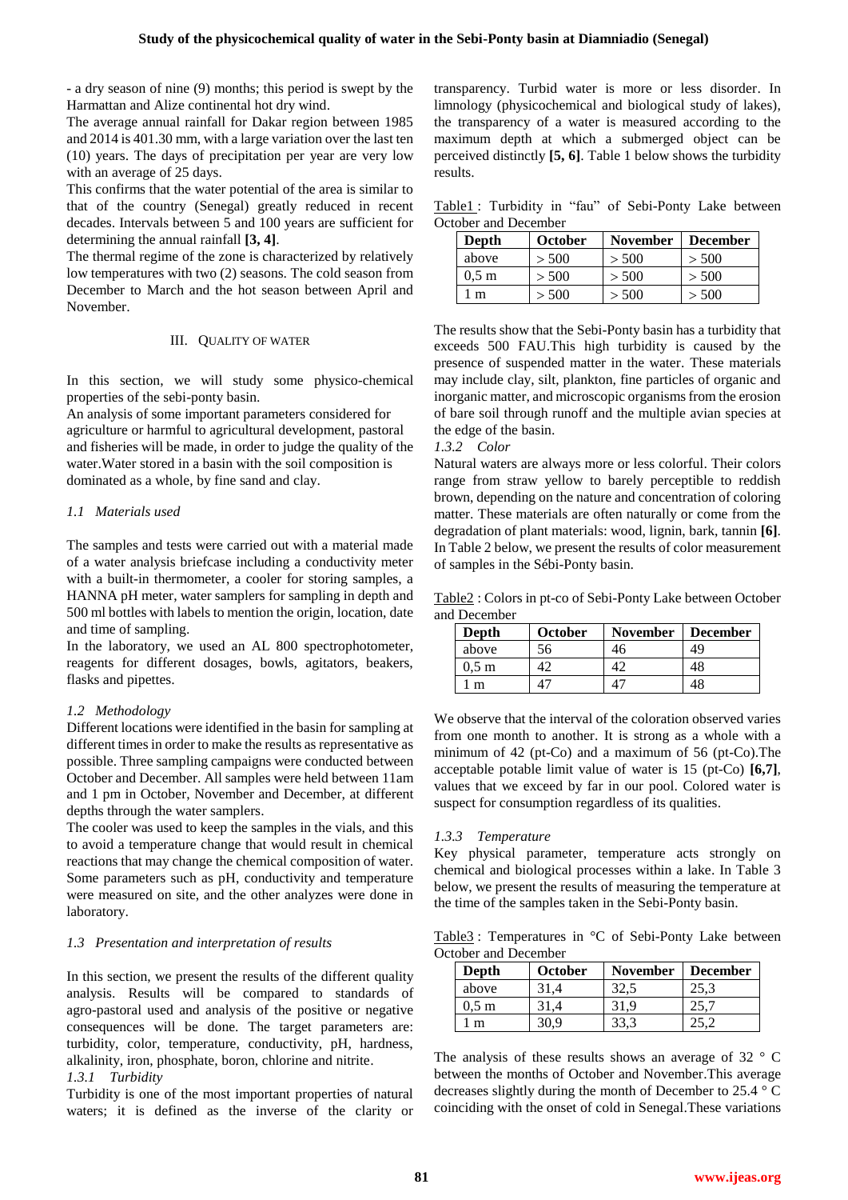- a dry season of nine (9) months; this period is swept by the Harmattan and Alize continental hot dry wind.

The average annual rainfall for Dakar region between 1985 and 2014 is 401.30 mm, with a large variation over the last ten (10) years. The days of precipitation per year are very low with an average of 25 days.

This confirms that the water potential of the area is similar to that of the country (Senegal) greatly reduced in recent decades. Intervals between 5 and 100 years are sufficient for determining the annual rainfall **[3, 4]**.

The thermal regime of the zone is characterized by relatively low temperatures with two (2) seasons. The cold season from December to March and the hot season between April and November.

## III. Quality of Water

In this section, we will study some physico-chemical properties of the sebi-ponty basin.

An analysis of some important parameters considered for agriculture or harmful to agricultural development, pastoral and fisheries will be made, in order to judge the quality of the water.Water stored in a basin with the soil composition is dominated as a whole, by fine sand and clay.

### *1.1 Materials used*

The samples and tests were carried out with a material made of a water analysis briefcase including a conductivity meter with a built-in thermometer, a cooler for storing samples, a HANNA pH meter, water samplers for sampling in depth and 500 ml bottles with labels to mention the origin, location, date and time of sampling.

In the laboratory, we used an AL 800 spectrophotometer, reagents for different dosages, bowls, agitators, beakers, flasks and pipettes.

### *1.2 Methodology*

Different locations were identified in the basin for sampling at different times in order to make the results as representative as possible. Three sampling campaigns were conducted between October and December. All samples were held between 11am and 1 pm in October, November and December, at different depths through the water samplers.

The cooler was used to keep the samples in the vials, and this to avoid a temperature change that would result in chemical reactions that may change the chemical composition of water. Some parameters such as pH, conductivity and temperature were measured on site, and the other analyzes were done in laboratory.

### *1.3 Presentation and interpretation of results*

In this section, we present the results of the different quality analysis. Results will be compared to standards of agro-pastoral used and analysis of the positive or negative consequences will be done. The target parameters are: turbidity, color, temperature, conductivity, pH, hardness, alkalinity, iron, phosphate, boron, chlorine and nitrite.

#### *1.3.1 Turbidity*

Turbidity is one of the most important properties of natural waters; it is defined as the inverse of the clarity or transparency. Turbid water is more or less disorder. In limnology (physicochemical and biological study of lakes), the transparency of a water is measured according to the maximum depth at which a submerged object can be perceived distinctly **[5, 6]**. Table 1 below shows the turbidity results.

Table1 : Turbidity in "fau" of Sebi-Ponty Lake between October and December

| Depth | October | November | December |
|---|---|---|---|
| above | > 500 | > 500 | > 500 |
| 0,5 m | > 500 | > 500 | > 500 |
| 1 m | > 500 | > 500 | > 500 |

The results show that the Sebi-Ponty basin has a turbidity that exceeds 500 FAU.This high turbidity is caused by the presence of suspended matter in the water. These materials may include clay, silt, plankton, fine particles of organic and inorganic matter, and microscopic organisms from the erosion of bare soil through runoff and the multiple avian species at the edge of the basin.

#### *1.3.2 Color*

Natural waters are always more or less colorful. Their colors range from straw yellow to barely perceptible to reddish brown, depending on the nature and concentration of coloring matter. These materials are often naturally or come from the degradation of plant materials: wood, lignin, bark, tannin **[6]**. In Table 2 below, we present the results of color measurement of samples in the Sébi-Ponty basin.

Table2 : Colors in pt-co of Sebi-Ponty Lake between October and December

| Depth | October | November | December |
|---|---|---|---|
| above | 56 | 46 | 49 |
| 0,5 m | 42 | 42 | 48 |
| 1 m | 47 | 47 | 48 |

We observe that the interval of the coloration observed varies from one month to another. It is strong as a whole with a minimum of 42 (pt-Co) and a maximum of 56 (pt-Co).The acceptable potable limit value of water is 15 (pt-Co) **[6,7]**, values that we exceed by far in our pool. Colored water is suspect for consumption regardless of its qualities.

#### *1.3.3 Temperature*

Key physical parameter, temperature acts strongly on chemical and biological processes within a lake. In Table 3 below, we present the results of measuring the temperature at the time of the samples taken in the Sebi-Ponty basin.

Table3 : Temperatures in °C of Sebi-Ponty Lake between October and December

| Depth | October | November | December |
|---|---|---|---|
| above | 31,4 | 32,5 | 25,3 |
| 0,5 m | 31,4 | 31,9 | 25,7 |
| 1 m | 30,9 | 33,3 | 25,2 |

The analysis of these results shows an average of 32 ° C between the months of October and November.This average decreases slightly during the month of December to 25.4 ° C coinciding with the onset of cold in Senegal.These variations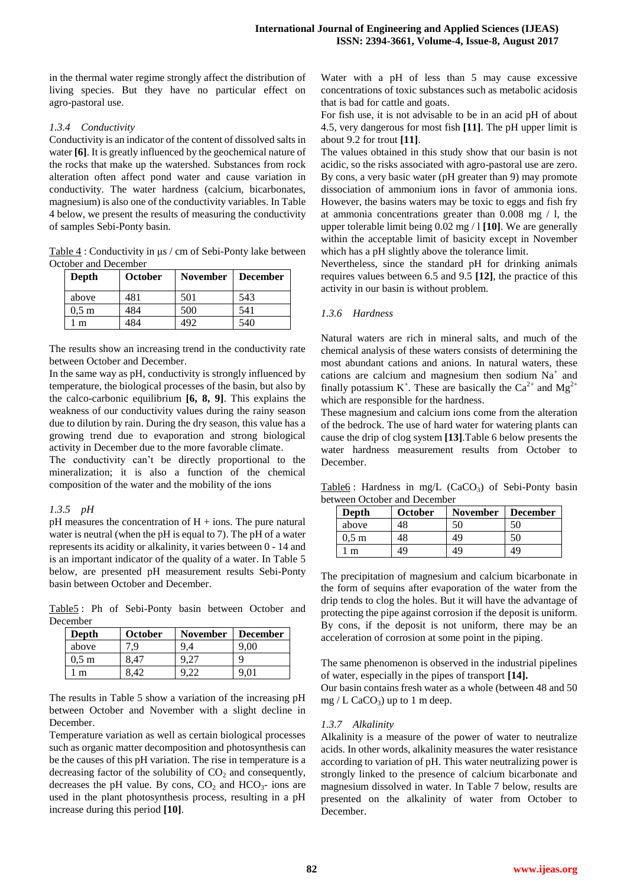in the thermal water regime strongly affect the distribution of living species. But they have no particular effect on agro-pastoral use.

### *1.3.4 Conductivity*

Conductivity is an indicator of the content of dissolved salts in water **[6]**. It is greatly influenced by the geochemical nature of the rocks that make up the watershed. Substances from rock alteration often affect pond water and cause variation in conductivity. The water hardness (calcium, bicarbonates, magnesium) is also one of the conductivity variables. In Table 4 below, we present the results of measuring the conductivity of samples Sebi-Ponty basin.

Table 4 : Conductivity in µs / cm of Sebi-Ponty lake between October and December

| Depth | October | November | December |
|---|---|---|---|
| above | 481 | 501 | 543 |
| 0,5 m | 484 | 500 | 541 |
| 1 m | 484 | 492 | 540 |

The results show an increasing trend in the conductivity rate between October and December.

In the same way as pH, conductivity is strongly influenced by temperature, the biological processes of the basin, but also by the calco-carbonic equilibrium **[6, 8, 9]**. This explains the weakness of our conductivity values during the rainy season due to dilution by rain. During the dry season, this value has a growing trend due to evaporation and strong biological activity in December due to the more favorable climate.

The conductivity can't be directly proportional to the mineralization; it is also a function of the chemical composition of the water and the mobility of the ions

### *1.3.5 pH*

pH measures the concentration of H + ions. The pure natural water is neutral (when the pH is equal to 7). The pH of a water represents its acidity or alkalinity, it varies between 0 - 14 and is an important indicator of the quality of a water. In Table 5 below, are presented pH measurement results Sebi-Ponty basin between October and December.

Table5 : Ph of Sebi-Ponty basin between October and December

| Depth | October | November | December |
|---|---|---|---|
| above | 7,9 | 9,4 | 9,00 |
| 0,5 m | 8,47 | 9,27 | 9 |
| 1 m | 8,42 | 9,22 | 9,01 |

The results in Table 5 show a variation of the increasing pH between October and November with a slight decline in December.

Temperature variation as well as certain biological processes such as organic matter decomposition and photosynthesis can be the causes of this pH variation. The rise in temperature is a decreasing factor of the solubility of $CO_2$ and consequently, decreases the pH value. By cons, $CO_2$ and $HCO_3^-$ ions are used in the plant photosynthesis process, resulting in a pH increase during this period **[10]**.

Water with a pH of less than 5 may cause excessive concentrations of toxic substances such as metabolic acidosis that is bad for cattle and goats.

For fish use, it is not advisable to be in an acid pH of about 4.5, very dangerous for most fish **[11]**. The pH upper limit is about 9.2 for trout **[11]**.

The values obtained in this study show that our basin is not acidic, so the risks associated with agro-pastoral use are zero. By cons, a very basic water (pH greater than 9) may promote dissociation of ammonium ions in favor of ammonia ions. However, the basins waters may be toxic to eggs and fish fry at ammonia concentrations greater than 0.008 mg / l, the upper tolerable limit being 0.02 mg / l **[10]**. We are generally within the acceptable limit of basicity except in November which has a pH slightly above the tolerance limit.

Nevertheless, since the standard pH for drinking animals requires values between 6.5 and 9.5 **[12]**, the practice of this activity in our basin is without problem.

### *1.3.6 Hardness*

Natural waters are rich in mineral salts, and much of the chemical analysis of these waters consists of determining the most abundant cations and anions. In natural waters, these cations are calcium and magnesium then sodium $Na^+$ and finally potassium $K^+$. These are basically the $Ca^{2+}$ and $Mg^{2+}$ which are responsible for the hardness.

These magnesium and calcium ions come from the alteration of the bedrock. The use of hard water for watering plants can cause the drip of clog system **[13]**.Table 6 below presents the water hardness measurement results from October to December.

Table6 : Hardness in mg/L ($CaCO_3$) of Sebi-Ponty basin between October and December

| Depth | October | November | December |
|---|---|---|---|
| above | 48 | 50 | 50 |
| 0,5 m | 48 | 49 | 50 |
| 1 m | 49 | 49 | 49 |

The precipitation of magnesium and calcium bicarbonate in the form of sequins after evaporation of the water from the drip tends to clog the holes. But it will have the advantage of protecting the pipe against corrosion if the deposit is uniform. By cons, if the deposit is not uniform, there may be an acceleration of corrosion at some point in the piping.

The same phenomenon is observed in the industrial pipelines of water, especially in the pipes of transport **[14].**

Our basin contains fresh water as a whole (between 48 and 50 mg / L $CaCO_3$) up to 1 m deep.

### *1.3.7 Alkalinity*

Alkalinity is a measure of the power of water to neutralize acids. In other words, alkalinity measures the water resistance according to variation of pH. This water neutralizing power is strongly linked to the presence of calcium bicarbonate and magnesium dissolved in water. In Table 7 below, results are presented on the alkalinity of water from October to December.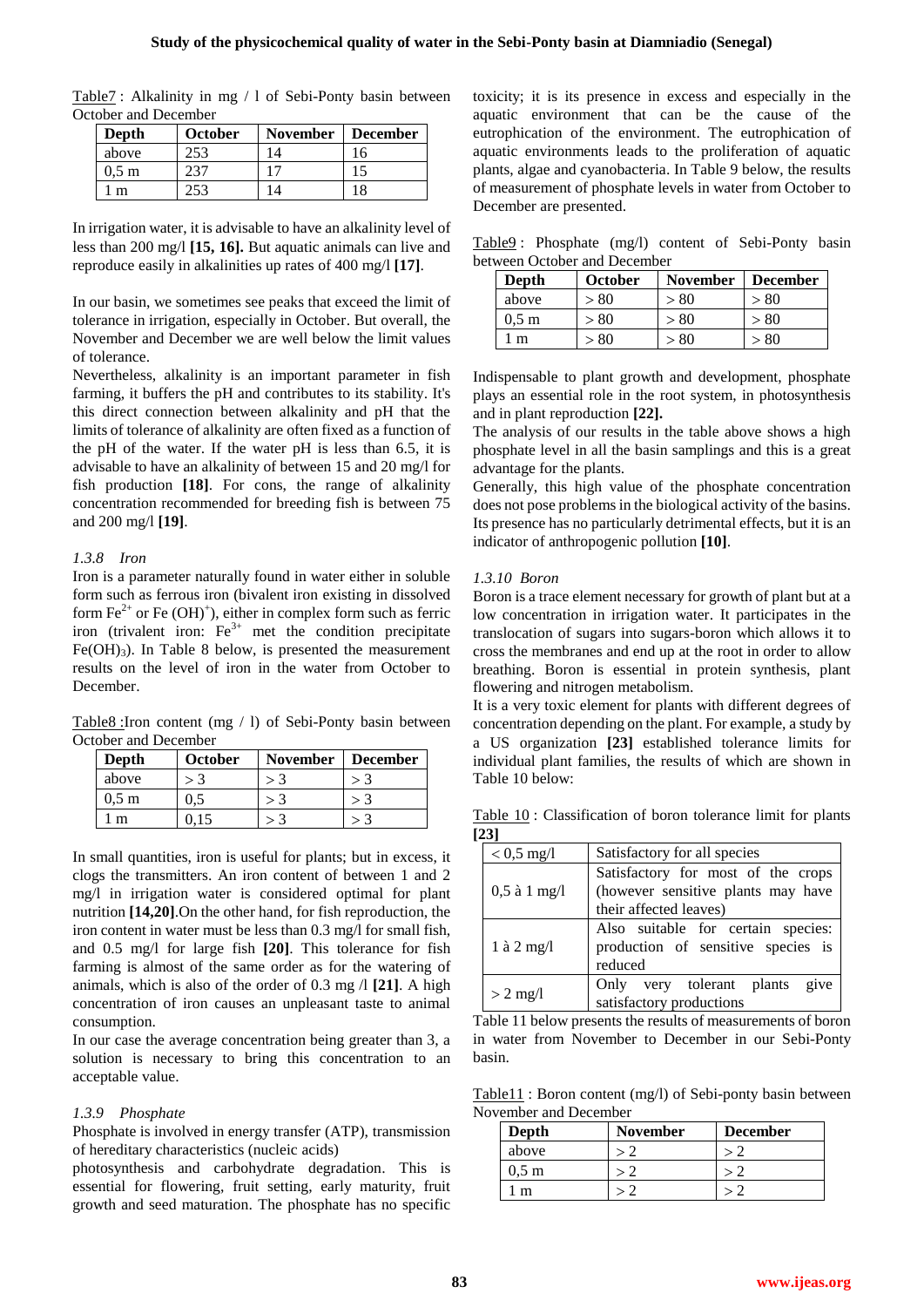Table7 : Alkalinity in mg / l of Sebi-Ponty basin between October and December

| Depth | October | November | December |
|---|---|---|---|
| above | 253 | 14 | 16 |
| 0,5 m | 237 | 17 | 15 |
| 1 m | 253 | 14 | 18 |

In irrigation water, it is advisable to have an alkalinity level of less than 200 mg/l **[15, 16].** But aquatic animals can live and reproduce easily in alkalinities up rates of 400 mg/l **[17]**.

In our basin, we sometimes see peaks that exceed the limit of tolerance in irrigation, especially in October. But overall, the November and December we are well below the limit values of tolerance.

Nevertheless, alkalinity is an important parameter in fish farming, it buffers the pH and contributes to its stability. It's this direct connection between alkalinity and pH that the limits of tolerance of alkalinity are often fixed as a function of the pH of the water. If the water pH is less than 6.5, it is advisable to have an alkalinity of between 15 and 20 mg/l for fish production **[18]**. For cons, the range of alkalinity concentration recommended for breeding fish is between 75 and 200 mg/l **[19]**.

### *1.3.8 Iron*

Iron is a parameter naturally found in water either in soluble form such as ferrous iron (bivalent iron existing in dissolved form $Fe^{2+}$ or $Fe(OH)^{+}$), either in complex form such as ferric iron (trivalent iron: $Fe^{3+}$ met the condition precipitate $Fe(OH)_3$). In Table 8 below, is presented the measurement results on the level of iron in the water from October to December.

Table8 :Iron content (mg / l) of Sebi-Ponty basin between October and December

| Depth | October | November | December |
|---|---|---|---|
| above | > 3 | > 3 | > 3 |
| 0,5 m | 0,5 | > 3 | > 3 |
| 1 m | 0,15 | > 3 | > 3 |

In small quantities, iron is useful for plants; but in excess, it clogs the transmitters. An iron content of between 1 and 2 mg/l in irrigation water is considered optimal for plant nutrition **[14,20]**.On the other hand, for fish reproduction, the iron content in water must be less than 0.3 mg/l for small fish, and 0.5 mg/l for large fish **[20]**. This tolerance for fish farming is almost of the same order as for the watering of animals, which is also of the order of 0.3 mg /l **[21]**. A high concentration of iron causes an unpleasant taste to animal consumption.

In our case the average concentration being greater than 3, a solution is necessary to bring this concentration to an acceptable value.

### *1.3.9 Phosphate*

Phosphate is involved in energy transfer (ATP), transmission of hereditary characteristics (nucleic acids) photosynthesis and carbohydrate degradation. This is essential for flowering, fruit setting, early maturity, fruit growth and seed maturation. The phosphate has no specific toxicity; it is its presence in excess and especially in the aquatic environment that can be the cause of the eutrophication of the environment. The eutrophication of aquatic environments leads to the proliferation of aquatic plants, algae and cyanobacteria. In Table 9 below, the results of measurement of phosphate levels in water from October to December are presented.

Table9 : Phosphate (mg/l) content of Sebi-Ponty basin between October and December

| Depth | October | November | December |
|---|---|---|---|
| above | > 80 | > 80 | > 80 |
| 0,5 m | > 80 | > 80 | > 80 |
| 1 m | > 80 | > 80 | > 80 |

Indispensable to plant growth and development, phosphate plays an essential role in the root system, in photosynthesis and in plant reproduction **[22].**

The analysis of our results in the table above shows a high phosphate level in all the basin samplings and this is a great advantage for the plants.

Generally, this high value of the phosphate concentration does not pose problems in the biological activity of the basins. Its presence has no particularly detrimental effects, but it is an indicator of anthropogenic pollution **[10]**.

### *1.3.10 Boron*

Boron is a trace element necessary for growth of plant but at a low concentration in irrigation water. It participates in the translocation of sugars into sugars-boron which allows it to cross the membranes and end up at the root in order to allow breathing. Boron is essential in protein synthesis, plant flowering and nitrogen metabolism.

It is a very toxic element for plants with different degrees of concentration depending on the plant. For example, a study by a US organization **[23]** established tolerance limits for individual plant families, the results of which are shown in Table 10 below:

Table 10 : Classification of boron tolerance limit for plants **[23]**

| Concentration | Tolerance |
|---|---|
| < 0,5 mg/l | Satisfactory for all species |
| 0,5 à 1 mg/l | Satisfactory for most of the crops (however sensitive plants may have their affected leaves) |
| 1 à 2 mg/l | Also suitable for certain species: production of sensitive species is reduced |
| > 2 mg/l | Only very tolerant plants give satisfactory productions |

Table 11 below presents the results of measurements of boron in water from November to December in our Sebi-Ponty basin.

Table11 : Boron content (mg/l) of Sebi-ponty basin between November and December

| Depth | November | December |
|---|---|---|
| above | > 2 | > 2 |
| 0,5 m | > 2 | > 2 |
| 1 m | > 2 | > 2 |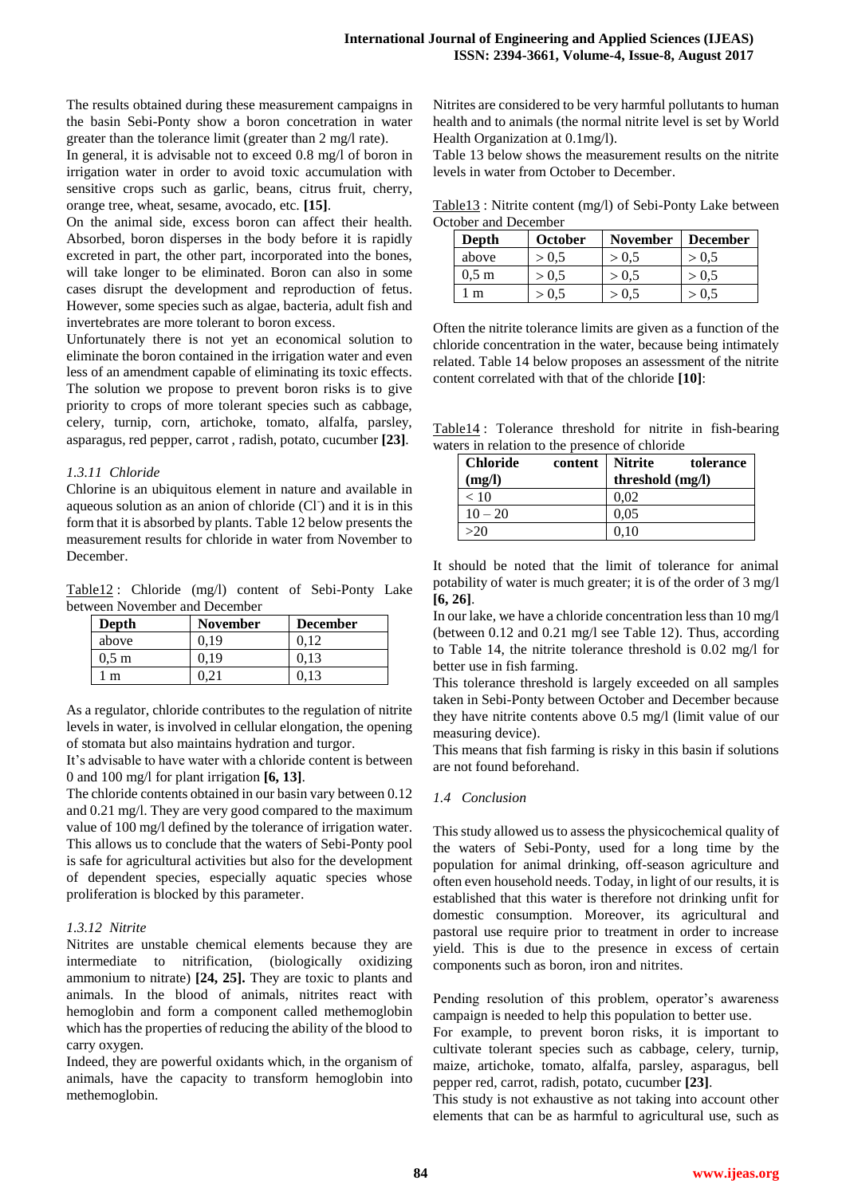The results obtained during these measurement campaigns in the basin Sebi-Ponty show a boron concetration in water greater than the tolerance limit (greater than 2 mg/l rate).

In general, it is advisable not to exceed 0.8 mg/l of boron in irrigation water in order to avoid toxic accumulation with sensitive crops such as garlic, beans, citrus fruit, cherry, orange tree, wheat, sesame, avocado, etc. **[15]**.

On the animal side, excess boron can affect their health. Absorbed, boron disperses in the body before it is rapidly excreted in part, the other part, incorporated into the bones, will take longer to be eliminated. Boron can also in some cases disrupt the development and reproduction of fetus. However, some species such as algae, bacteria, adult fish and invertebrates are more tolerant to boron excess.

Unfortunately there is not yet an economical solution to eliminate the boron contained in the irrigation water and even less of an amendment capable of eliminating its toxic effects. The solution we propose to prevent boron risks is to give priority to crops of more tolerant species such as cabbage, celery, turnip, corn, artichoke, tomato, alfalfa, parsley, asparagus, red pepper, carrot , radish, potato, cucumber **[23]**.

### *1.3.11 Chloride*

Chlorine is an ubiquitous element in nature and available in aqueous solution as an anion of chloride ($Cl^-$) and it is in this form that it is absorbed by plants. Table 12 below presents the measurement results for chloride in water from November to December.

Table12 : Chloride (mg/l) content of Sebi-Ponty Lake between November and December

| Depth | November | December |
|---|---|---|
| above | 0,19 | 0,12 |
| 0,5 m | 0,19 | 0,13 |
| 1 m | 0,21 | 0,13 |

As a regulator, chloride contributes to the regulation of nitrite levels in water, is involved in cellular elongation, the opening of stomata but also maintains hydration and turgor.

It's advisable to have water with a chloride content is between 0 and 100 mg/l for plant irrigation **[6, 13]**.

The chloride contents obtained in our basin vary between 0.12 and 0.21 mg/l. They are very good compared to the maximum value of 100 mg/l defined by the tolerance of irrigation water. This allows us to conclude that the waters of Sebi-Ponty pool is safe for agricultural activities but also for the development of dependent species, especially aquatic species whose proliferation is blocked by this parameter.

### *1.3.12 Nitrite*

Nitrites are unstable chemical elements because they are intermediate to nitrification, (biologically oxidizing ammonium to nitrate) **[24, 25].** They are toxic to plants and animals. In the blood of animals, nitrites react with hemoglobin and form a component called methemoglobin which has the properties of reducing the ability of the blood to carry oxygen.

Indeed, they are powerful oxidants which, in the organism of animals, have the capacity to transform hemoglobin into methemoglobin.

Nitrites are considered to be very harmful pollutants to human health and to animals (the normal nitrite level is set by World Health Organization at 0.1mg/l).

Table 13 below shows the measurement results on the nitrite levels in water from October to December.

Table13 : Nitrite content (mg/l) of Sebi-Ponty Lake between October and December

| Depth | October | November | December |
|---|---|---|---|
| above | > 0,5 | > 0,5 | > 0,5 |
| 0,5 m | > 0,5 | > 0,5 | > 0,5 |
| 1 m | > 0,5 | > 0,5 | > 0,5 |

Often the nitrite tolerance limits are given as a function of the chloride concentration in the water, because being intimately related. Table 14 below proposes an assessment of the nitrite content correlated with that of the chloride **[10]**:

Table14 : Tolerance threshold for nitrite in fish-bearing waters in relation to the presence of chloride

| Chloride content (mg/l) | Nitrite tolerance threshold (mg/l) |
|---|---|
| < 10 | 0,02 |
| 10 – 20 | 0,05 |
| >20 | 0,10 |

It should be noted that the limit of tolerance for animal potability of water is much greater; it is of the order of 3 mg/l **[6, 26]**.

In our lake, we have a chloride concentration less than 10 mg/l (between 0.12 and 0.21 mg/l see Table 12). Thus, according to Table 14, the nitrite tolerance threshold is 0.02 mg/l for better use in fish farming.

This tolerance threshold is largely exceeded on all samples taken in Sebi-Ponty between October and December because they have nitrite contents above 0.5 mg/l (limit value of our measuring device).

This means that fish farming is risky in this basin if solutions are not found beforehand.

### *1.4 Conclusion*

This study allowed us to assess the physicochemical quality of the waters of Sebi-Ponty, used for a long time by the population for animal drinking, off-season agriculture and often even household needs. Today, in light of our results, it is established that this water is therefore not drinking unfit for domestic consumption. Moreover, its agricultural and pastoral use require prior to treatment in order to increase yield. This is due to the presence in excess of certain components such as boron, iron and nitrites.

Pending resolution of this problem, operator's awareness campaign is needed to help this population to better use.

For example, to prevent boron risks, it is important to cultivate tolerant species such as cabbage, celery, turnip, maize, artichoke, tomato, alfalfa, parsley, asparagus, bell pepper red, carrot, radish, potato, cucumber **[23]**.

This study is not exhaustive as not taking into account other elements that can be as harmful to agricultural use, such as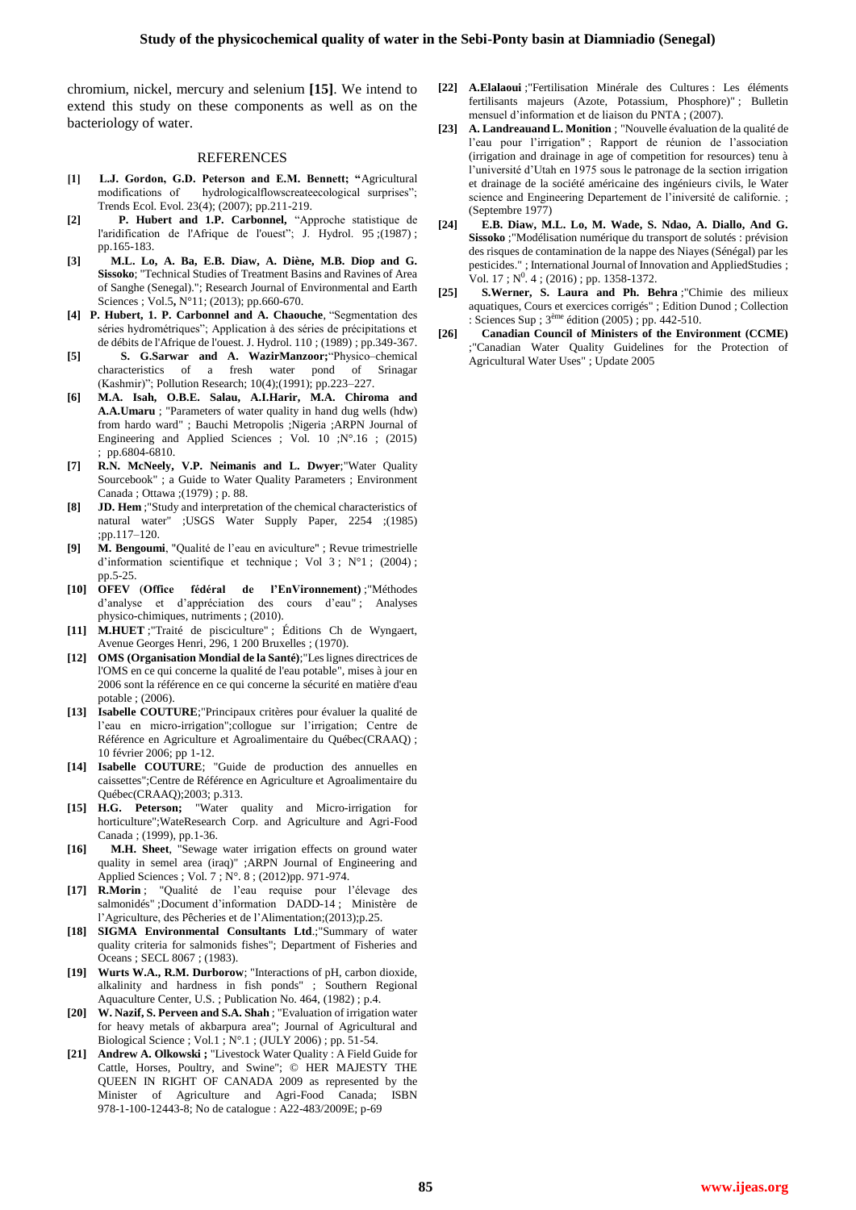chromium, nickel, mercury and selenium **[15]**. We intend to extend this study on these components as well as on the bacteriology of water.

## REFERENCES

[1] **L.J. Gordon, G.D. Peterson and E.M. Bennett; "**Agricultural modifications of hydrologicalflowscreateecological surprises"; Trends Ecol. Evol. 23(4); (2007); pp.211-219.

[2] **P. Hubert and 1.P. Carbonnel,** "Approche statistique de l'aridification de l'Afrique de l'ouest"; J. Hydrol. 95 ;(1987) ; pp.165-183.

[3] **M.L. Lo, A. Ba, E.B. Diaw, A. Diène, M.B. Diop and G. Sissoko**; "Technical Studies of Treatment Basins and Ravines of Sanghe (Senegal)."; Research Journal of Environmental and Earth Sciences ; Vol.5**,** N°11; (2013); pp.660-670.

[4] **P. Hubert, 1. P. Carbonnel and A. Chaouche**, "Segmentation des séries hydrométriques"; Application à des séries de précipitations et de débits de l'Afrique de l'ouest. J. Hydrol. 110 ; (1989) ; pp.349-367.

[5] **S. G.Sarwar and A. WazirManzoor;**"Physico–chemical characteristics of a fresh water pond of Srinagar (Kashmir)"; Pollution Research; 10(4);(1991); pp.223–227.

[6] **M.A. Isah, O.B.E. Salau, A.I.Harir, M.A. Chiroma and A.A.Umaru** ; "Parameters of water quality in hand dug wells (hdw) from hardo ward" ; Bauchi Metropolis ;Nigeria ;ARPN Journal of Engineering and Applied Sciences ; Vol. 10 ;N°.16 ; (2015) ; pp.6804-6810.

[7] **R.N. McNeely, V.P. Neimanis and L. Dwyer**;"Water Quality Sourcebook" ; a Guide to Water Quality Parameters ; Environment Canada ; Ottawa ;(1979) ; p. 88.

[8] **JD. Hem** ;"Study and interpretation of the chemical characteristics of natural water" ;USGS Water Supply Paper, 2254 ;(1985) ;pp.117–120.

[9] **M. Bengoumi**, "Qualité de l'eau en aviculture" ; Revue trimestrielle d'information scientifique et technique ; Vol 3 ; N°1 ; (2004) ; pp.5-25.

[10] **OFEV** (**Office fédéral de l'EnVironnement)** ;"Méthodes d'analyse et d'appréciation des cours d'eau" ; Analyses physico-chimiques, nutriments ; (2010).

[11] **M.HUET** ;"Traité de pisciculture" ; Éditions Ch de Wyngaert, Avenue Georges Henri, 296, 1 200 Bruxelles ; (1970).

[12] **OMS (Organisation Mondial de la Santé)**;"Les lignes directrices de l'OMS en ce qui concerne la qualité de l'eau potable", mises à jour en 2006 sont la référence en ce qui concerne la sécurité en matière d'eau potable ; (2006).

[13] **Isabelle COUTURE**;"Principaux critères pour évaluer la qualité de l'eau en micro-irrigation";collogue sur l'irrigation; Centre de Référence en Agriculture et Agroalimentaire du Québec(CRAAQ) ; 10 février 2006; pp 1-12.

[14] **Isabelle COUTURE**; "Guide de production des annuelles en caissettes";Centre de Référence en Agriculture et Agroalimentaire du Québec(CRAAQ);2003; p.313.

[15] **H.G. Peterson;** "Water quality and Micro-irrigation for horticulture";WateResearch Corp. and Agriculture and Agri-Food Canada ; (1999), pp.1-36.

[16] **M.H. Sheet**, "Sewage water irrigation effects on ground water quality in semel area (iraq)" ;ARPN Journal of Engineering and Applied Sciences ; Vol. 7 ; N°. 8 ; (2012)pp. 971-974.

[17] **R.Morin** ; "Qualité de l'eau requise pour l'élevage des salmonidés" ;Document d'information DADD-14 ; Ministère de l'Agriculture, des Pêcheries et de l'Alimentation;(2013);p.25.

[18] **SIGMA Environmental Consultants Ltd**.;"Summary of water quality criteria for salmonids fishes"; Department of Fisheries and Oceans ; SECL 8067 ; (1983).

[19] **Wurts W.A., R.M. Durborow**; "Interactions of pH, carbon dioxide, alkalinity and hardness in fish ponds" ; Southern Regional Aquaculture Center, U.S. ; Publication No. 464, (1982) ; p.4.

[20] **W. Nazif, S. Perveen and S.A. Shah** ; "Evaluation of irrigation water for heavy metals of akbarpura area"; Journal of Agricultural and Biological Science ; Vol.1 ; N°.1 ; (JULY 2006) ; pp. 51-54.

[21] **Andrew A. Olkowski ;** "Livestock Water Quality : A Field Guide for Cattle, Horses, Poultry, and Swine"; © HER MAJESTY THE QUEEN IN RIGHT OF CANADA 2009 as represented by the Minister of Agriculture and Agri-Food Canada; ISBN 978-1-100-12443-8; No de catalogue : A22-483/2009E; p-69

[22] **A.Elalaoui** ;"Fertilisation Minérale des Cultures : Les éléments fertilisants majeurs (Azote, Potassium, Phosphore)" ; Bulletin mensuel d'information et de liaison du PNTA ; (2007).

[23] **A. Landreauand L. Monition** ; "Nouvelle évaluation de la qualité de l'eau pour l'irrigation" ; Rapport de réunion de l'association (irrigation and drainage in age of competition for resources) tenu à l'université d'Utah en 1975 sous le patronage de la section irrigation et drainage de la société américaine des ingénieurs civils, le Water science and Engineering Departement de l'iniversité de californie. ; (Septembre 1977)

[24] **E.B. Diaw, M.L. Lo, M. Wade, S. Ndao, A. Diallo, And G. Sissoko** ;"Modélisation numérique du transport de solutés : prévision des risques de contamination de la nappe des Niayes (Sénégal) par les pesticides." ; International Journal of Innovation and AppliedStudies ; Vol. 17 ; N$^{0}$. 4 ; (2016) ; pp. 1358-1372.

[25] **S.Werner, S. Laura and Ph. Behra** ;"Chimie des milieux aquatiques, Cours et exercices corrigés" ; Edition Dunod ; Collection : Sciences Sup ; 3$^{ème}$ édition (2005) ; pp. 442-510.

[26] **Canadian Council of Ministers of the Environment (CCME)** ;"Canadian Water Quality Guidelines for the Protection of Agricultural Water Uses" ; Update 2005